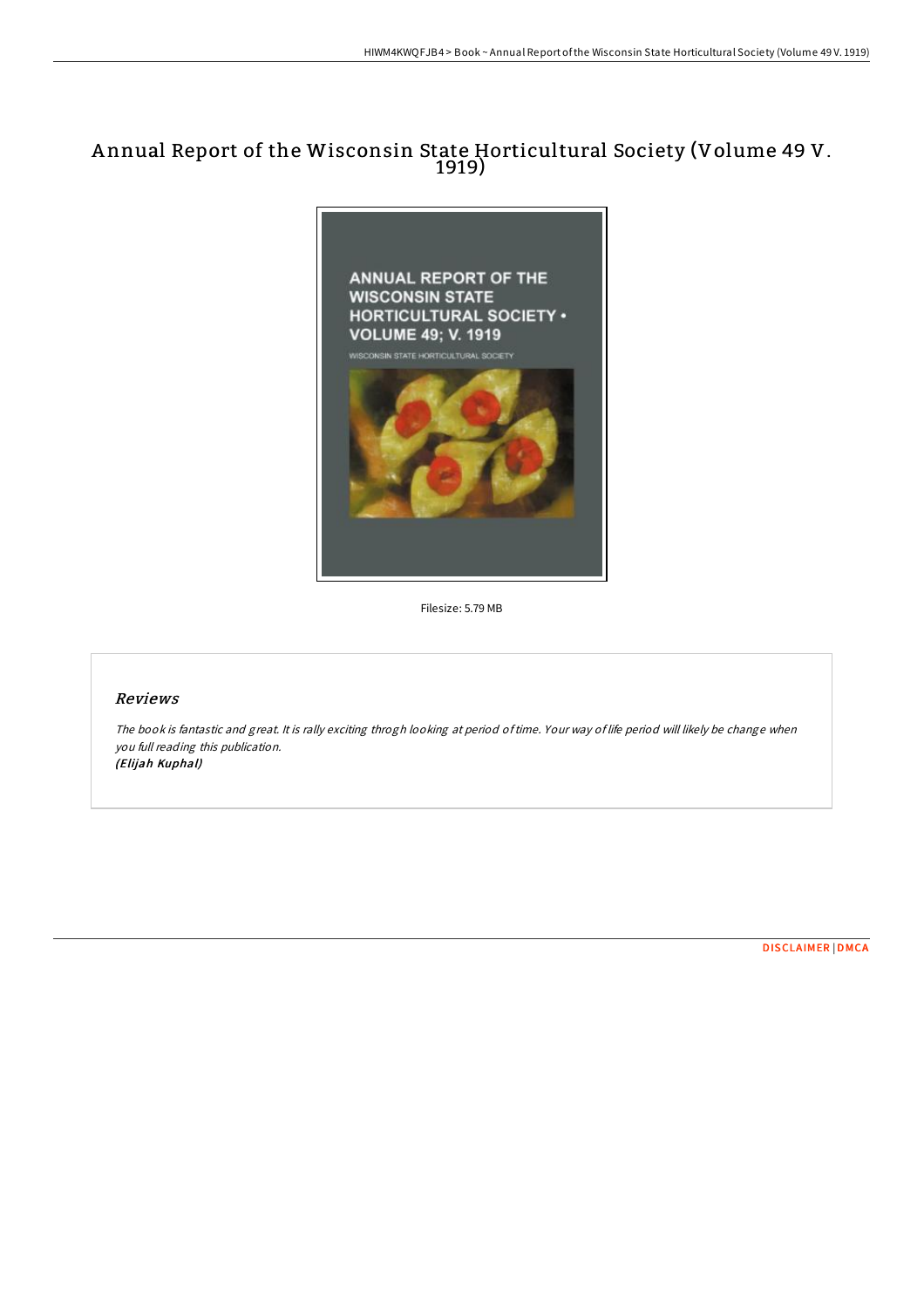# Annual Report of the Wisconsin State Horticultural Society (Volume 49 V. 1919)

Filesize: 5.79 MB

## Reviews

*The book is fantastic and great. It is rally exciting throgh looking at period of time. Your way of life period will likely be change when you full reading this publication.*
***(Elijah Kuphal)***

DISCLAIMER | DMCA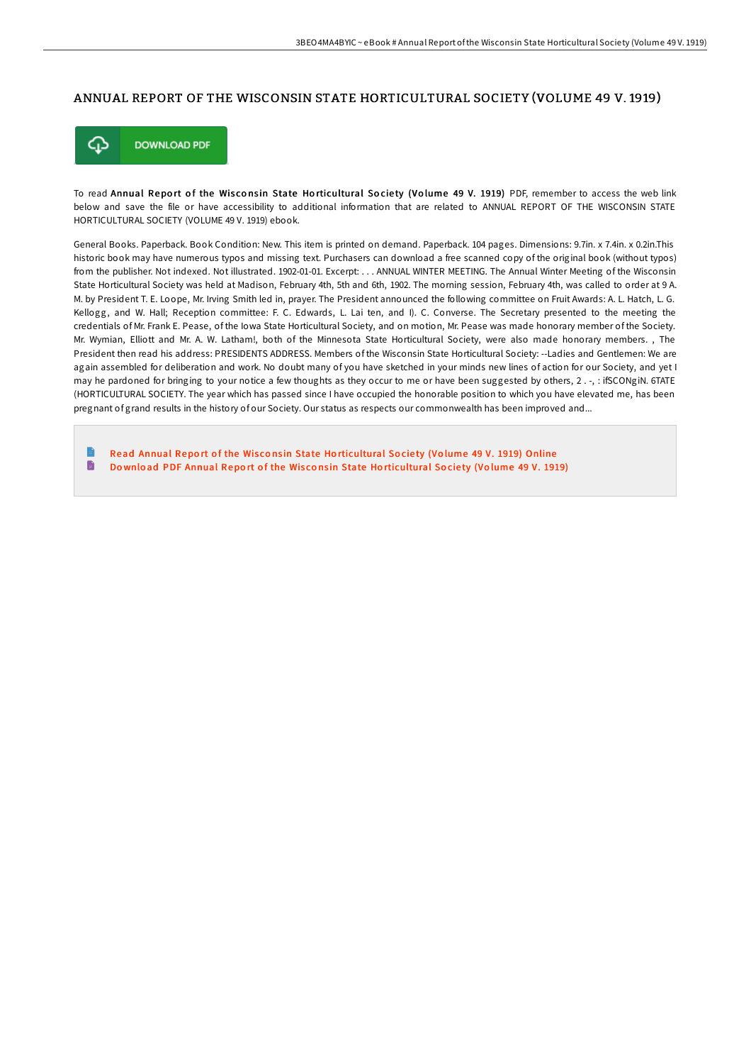# ANNUAL REPORT OF THE WISCONSIN STATE HORTICULTURAL SOCIETY (VOLUME 49 V. 1919)

DOWNLOAD PDF

To read **Annual Report of the Wisconsin State Horticultural Society (Volume 49 V. 1919)** PDF, remember to access the web link below and save the file or have accessibility to additional information that are related to ANNUAL REPORT OF THE WISCONSIN STATE HORTICULTURAL SOCIETY (VOLUME 49 V. 1919) ebook.

General Books. Paperback. Book Condition: New. This item is printed on demand. Paperback. 104 pages. Dimensions: 9.7in. x 7.4in. x 0.2in.This historic book may have numerous typos and missing text. Purchasers can download a free scanned copy of the original book (without typos) from the publisher. Not indexed. Not illustrated. 1902-01-01. Excerpt: . . . ANNUAL WINTER MEETING. The Annual Winter Meeting of the Wisconsin State Horticultural Society was held at Madison, February 4th, 5th and 6th, 1902. The morning session, February 4th, was called to order at 9 A. M. by President T. E. Loope, Mr. Irving Smith led in, prayer. The President announced the following committee on Fruit Awards: A. L. Hatch, L. G. Kellogg, and W. Hall; Reception committee: F. C. Edwards, L. Lai ten, and I). C. Converse. The Secretary presented to the meeting the credentials of Mr. Frank E. Pease, of the Iowa State Horticultural Society, and on motion, Mr. Pease was made honorary member of the Society. Mr. Wymian, Elliott and Mr. A. W. Latham!, both of the Minnesota State Horticultural Society, were also made honorary members. , The President then read his address: PRESIDENTS ADDRESS. Members of the Wisconsin State Horticultural Society: --Ladies and Gentlemen: We are again assembled for deliberation and work. No doubt many of you have sketched in your minds new lines of action for our Society, and yet I may he pardoned for bringing to your notice a few thoughts as they occur to me or have been suggested by others, 2 . -, : ifSCONgiN. 6TATE (HORTICULTURAL SOCIETY. The year which has passed since I have occupied the honorable position to which you have elevated me, has been pregnant of grand results in the history of our Society. Our status as respects our commonwealth has been improved and...

- Read Annual Report of the Wisconsin State Horticultural Society (Volume 49 V. 1919) Online
- Download PDF Annual Report of the Wisconsin State Horticultural Society (Volume 49 V. 1919)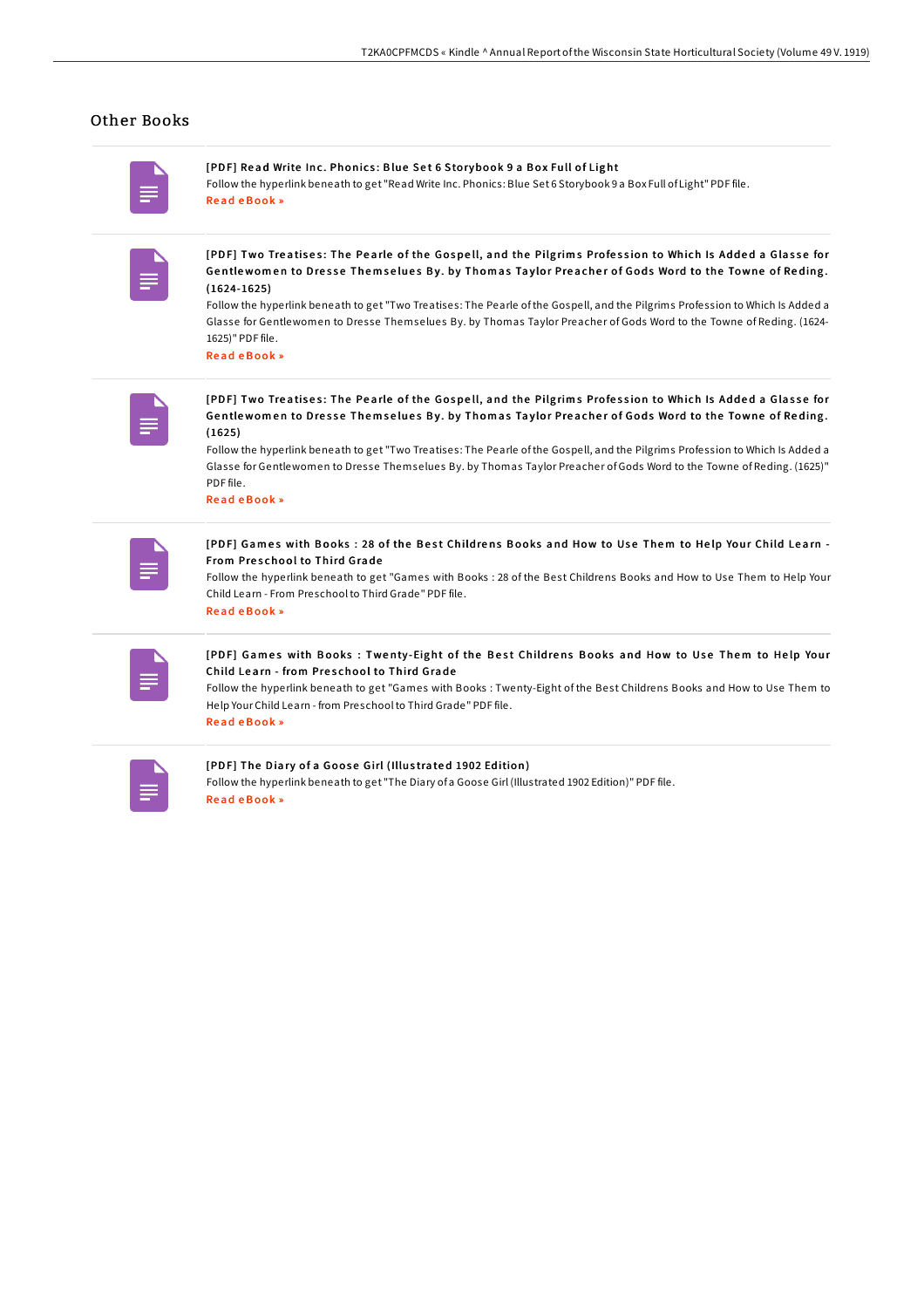## Other Books

**[PDF] Read Write Inc. Phonics: Blue Set 6 Storybook 9 a Box Full of Light**

Follow the hyperlink beneath to get "Read Write Inc. Phonics: Blue Set 6 Storybook 9 a Box Full of Light" PDF file.

Read eBook »

**[PDF] Two Treatises: The Pearle of the Gospell, and the Pilgrims Profession to Which Is Added a Glasse for Gentlewomen to Dresse Themselues By. by Thomas Taylor Preacher of Gods Word to the Towne of Reding. (1624-1625)**

Follow the hyperlink beneath to get "Two Treatises: The Pearle of the Gospell, and the Pilgrims Profession to Which Is Added a Glasse for Gentlewomen to Dresse Themselues By. by Thomas Taylor Preacher of Gods Word to the Towne of Reding. (1624-1625)" PDF file.

Read eBook »

**[PDF] Two Treatises: The Pearle of the Gospell, and the Pilgrims Profession to Which Is Added a Glasse for Gentlewomen to Dresse Themselues By. by Thomas Taylor Preacher of Gods Word to the Towne of Reding. (1625)**

Follow the hyperlink beneath to get "Two Treatises: The Pearle of the Gospell, and the Pilgrims Profession to Which Is Added a Glasse for Gentlewomen to Dresse Themselues By. by Thomas Taylor Preacher of Gods Word to the Towne of Reding. (1625)" PDF file.

Read eBook »

**[PDF] Games with Books : 28 of the Best Childrens Books and How to Use Them to Help Your Child Learn - From Preschool to Third Grade**

Follow the hyperlink beneath to get "Games with Books : 28 of the Best Childrens Books and How to Use Them to Help Your Child Learn - From Preschool to Third Grade" PDF file.

Read eBook »

**[PDF] Games with Books : Twenty-Eight of the Best Childrens Books and How to Use Them to Help Your Child Learn - from Preschool to Third Grade**

Follow the hyperlink beneath to get "Games with Books : Twenty-Eight of the Best Childrens Books and How to Use Them to Help Your Child Learn - from Preschool to Third Grade" PDF file.

Read eBook »

**[PDF] The Diary of a Goose Girl (Illustrated 1902 Edition)**

Follow the hyperlink beneath to get "The Diary of a Goose Girl (Illustrated 1902 Edition)" PDF file.

Read eBook »